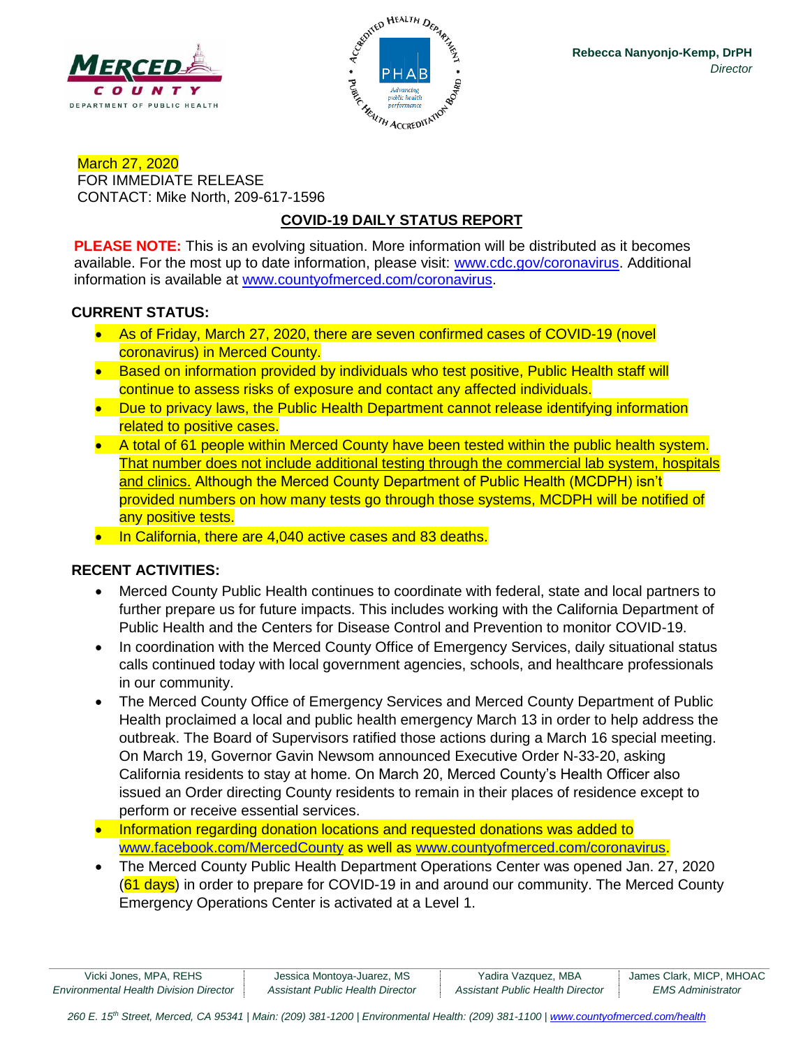MERCED COUNTY

DEPARTMENT OF PUBLIC HEALTH

**Rebecca Nanyonjo-Kemp, DrPH**
*Director*

March 27, 2020
FOR IMMEDIATE RELEASE
CONTACT: Mike North, 209-617-1596

## COVID-19 DAILY STATUS REPORT

**PLEASE NOTE:** This is an evolving situation. More information will be distributed as it becomes available. For the most up to date information, please visit: www.cdc.gov/coronavirus. Additional information is available at www.countyofmerced.com/coronavirus.

### CURRENT STATUS:

- As of Friday, March 27, 2020, there are seven confirmed cases of COVID-19 (novel coronavirus) in Merced County.
- Based on information provided by individuals who test positive, Public Health staff will continue to assess risks of exposure and contact any affected individuals.
- Due to privacy laws, the Public Health Department cannot release identifying information related to positive cases.
- A total of 61 people within Merced County have been tested within the public health system. That number does not include additional testing through the commercial lab system, hospitals and clinics. Although the Merced County Department of Public Health (MCDPH) isn't provided numbers on how many tests go through those systems, MCDPH will be notified of any positive tests.
- In California, there are 4,040 active cases and 83 deaths.

### RECENT ACTIVITIES:

- Merced County Public Health continues to coordinate with federal, state and local partners to further prepare us for future impacts. This includes working with the California Department of Public Health and the Centers for Disease Control and Prevention to monitor COVID-19.
- In coordination with the Merced County Office of Emergency Services, daily situational status calls continued today with local government agencies, schools, and healthcare professionals in our community.
- The Merced County Office of Emergency Services and Merced County Department of Public Health proclaimed a local and public health emergency March 13 in order to help address the outbreak. The Board of Supervisors ratified those actions during a March 16 special meeting. On March 19, Governor Gavin Newsom announced Executive Order N-33-20, asking California residents to stay at home. On March 20, Merced County's Health Officer also issued an Order directing County residents to remain in their places of residence except to perform or receive essential services.
- Information regarding donation locations and requested donations was added to www.facebook.com/MercedCounty as well as www.countyofmerced.com/coronavirus.
- The Merced County Public Health Department Operations Center was opened Jan. 27, 2020 (61 days) in order to prepare for COVID-19 in and around our community. The Merced County Emergency Operations Center is activated at a Level 1.

| Vicki Jones, MPA, REHS | Jessica Montoya-Juarez, MS | Yadira Vazquez, MBA | James Clark, MICP, MHOAC |
|---|---|---|---|
| *Environmental Health Division Director* | *Assistant Public Health Director* | *Assistant Public Health Director* | *EMS Administrator* |

*260 E. 15th Street, Merced, CA 95341 | Main: (209) 381-1200 | Environmental Health: (209) 381-1100 | www.countyofmerced.com/health*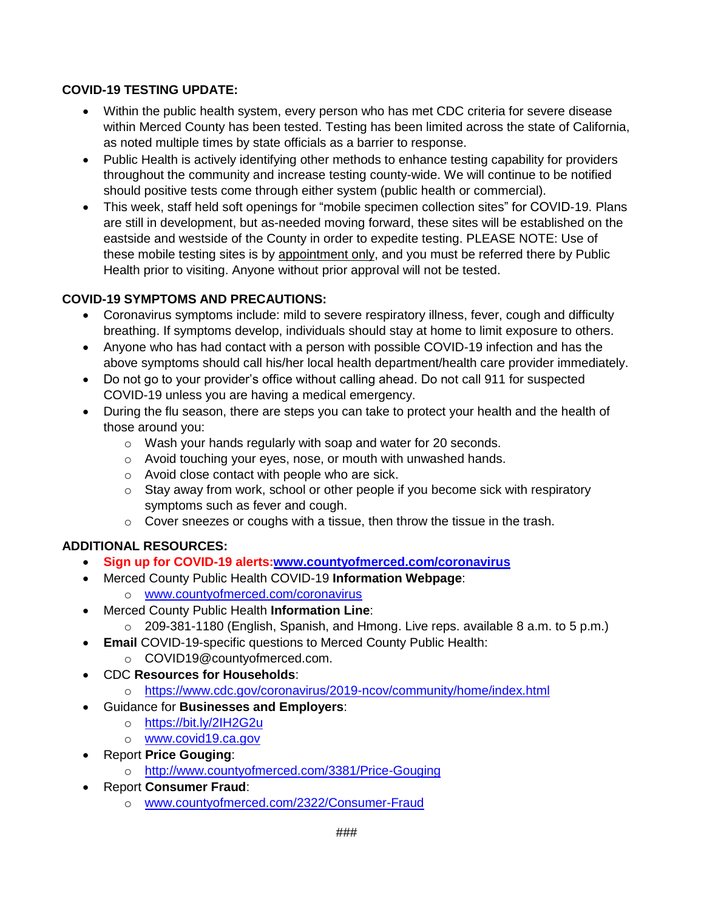**COVID-19 TESTING UPDATE:**

- Within the public health system, every person who has met CDC criteria for severe disease within Merced County has been tested. Testing has been limited across the state of California, as noted multiple times by state officials as a barrier to response.
- Public Health is actively identifying other methods to enhance testing capability for providers throughout the community and increase testing county-wide. We will continue to be notified should positive tests come through either system (public health or commercial).
- This week, staff held soft openings for "mobile specimen collection sites" for COVID-19. Plans are still in development, but as-needed moving forward, these sites will be established on the eastside and westside of the County in order to expedite testing. PLEASE NOTE: Use of these mobile testing sites is by appointment only, and you must be referred there by Public Health prior to visiting. Anyone without prior approval will not be tested.

**COVID-19 SYMPTOMS AND PRECAUTIONS:**

- Coronavirus symptoms include: mild to severe respiratory illness, fever, cough and difficulty breathing. If symptoms develop, individuals should stay at home to limit exposure to others.
- Anyone who has had contact with a person with possible COVID-19 infection and has the above symptoms should call his/her local health department/health care provider immediately.
- Do not go to your provider's office without calling ahead. Do not call 911 for suspected COVID-19 unless you are having a medical emergency.
- During the flu season, there are steps you can take to protect your health and the health of those around you:
  - Wash your hands regularly with soap and water for 20 seconds.
  - Avoid touching your eyes, nose, or mouth with unwashed hands.
  - Avoid close contact with people who are sick.
  - Stay away from work, school or other people if you become sick with respiratory symptoms such as fever and cough.
  - Cover sneezes or coughs with a tissue, then throw the tissue in the trash.

**ADDITIONAL RESOURCES:**

- **Sign up for COVID-19 alerts:www.countyofmerced.com/coronavirus**
- Merced County Public Health COVID-19 **Information Webpage**:
  - www.countyofmerced.com/coronavirus
- Merced County Public Health **Information Line**:
  - 209-381-1180 (English, Spanish, and Hmong. Live reps. available 8 a.m. to 5 p.m.)
- **Email** COVID-19-specific questions to Merced County Public Health:
  - COVID19@countyofmerced.com.
- CDC **Resources for Households**:
  - https://www.cdc.gov/coronavirus/2019-ncov/community/home/index.html
- Guidance for **Businesses and Employers**:
  - https://bit.ly/2IH2G2u
  - www.covid19.ca.gov
- Report **Price Gouging**:
  - http://www.countyofmerced.com/3381/Price-Gouging
- Report **Consumer Fraud**:
  - www.countyofmerced.com/2322/Consumer-Fraud

###